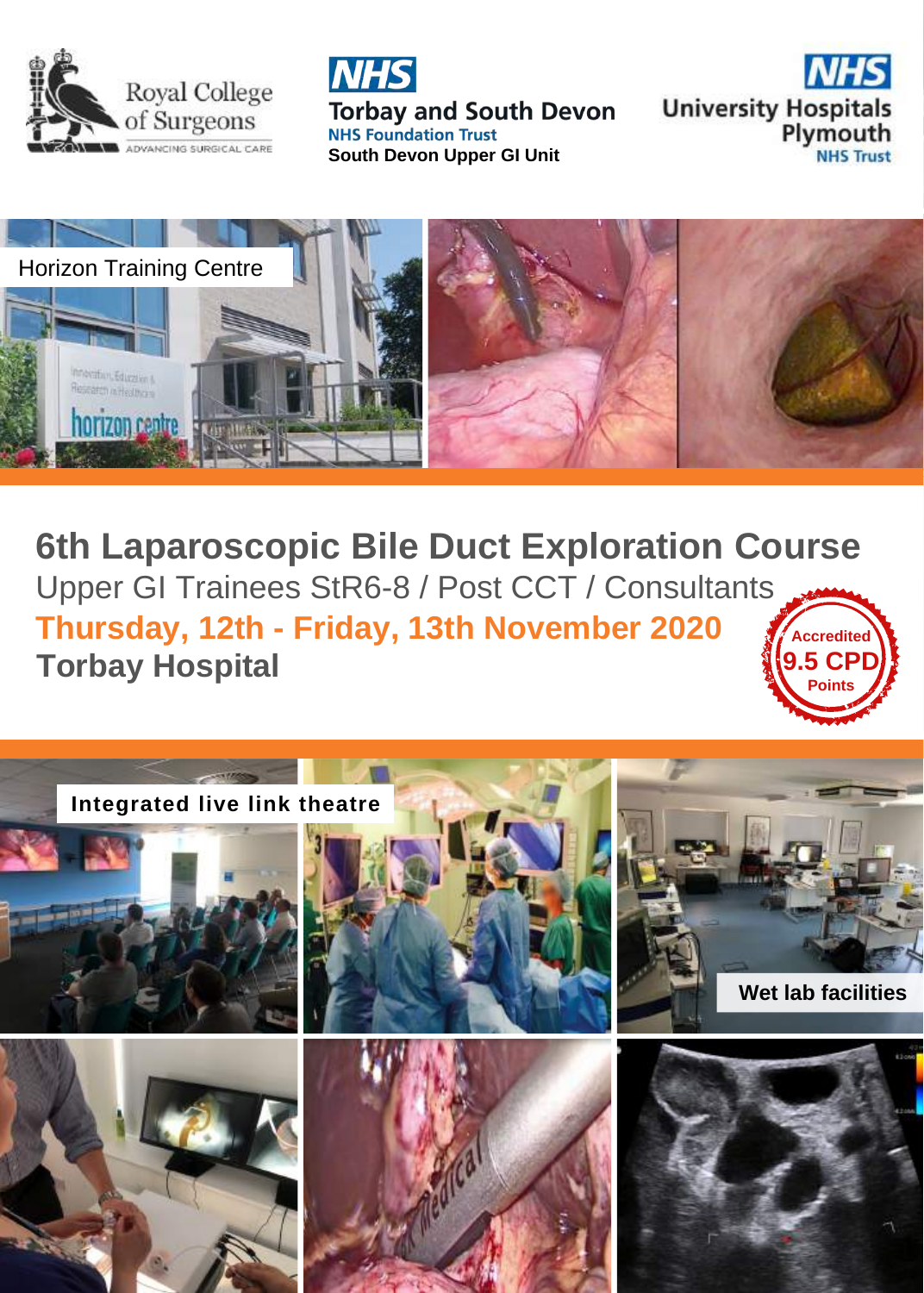Royal College of Surgeons
ADVANCING SURGICAL CARE

NHS
Torbay and South Devon
NHS Foundation Trust
South Devon Upper GI Unit

NHS
University Hospitals Plymouth
NHS Trust

Horizon Training Centre

# 6th Laparoscopic Bile Duct Exploration Course

Upper GI Trainees StR6-8 / Post CCT / Consultants

**Thursday, 12th - Friday, 13th November 2020**

**Torbay Hospital**

Accredited 9.5 CPD Points

Integrated live link theatre

Wet lab facilities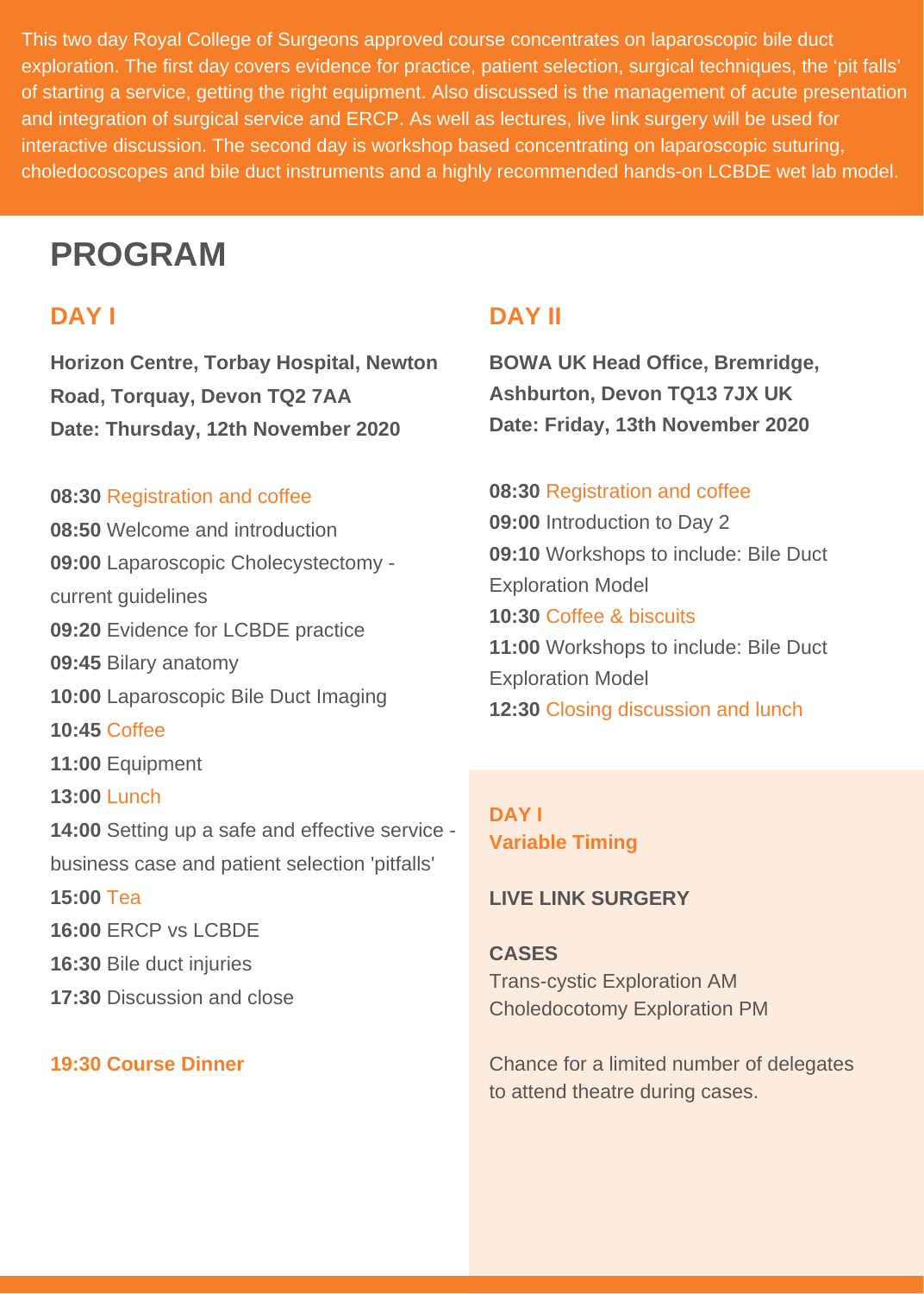This two day Royal College of Surgeons approved course concentrates on laparoscopic bile duct exploration. The first day covers evidence for practice, patient selection, surgical techniques, the 'pit falls' of starting a service, getting the right equipment. Also discussed is the management of acute presentation and integration of surgical service and ERCP. As well as lectures, live link surgery will be used for interactive discussion. The second day is workshop based concentrating on laparoscopic suturing, choledocoscopes and bile duct instruments and a highly recommended hands-on LCBDE wet lab model.

# PROGRAM

## DAY I

**Horizon Centre, Torbay Hospital, Newton Road, Torquay, Devon TQ2 7AA**
**Date: Thursday, 12th November 2020**

**08:30** Registration and coffee
**08:50** Welcome and introduction
**09:00** Laparoscopic Cholecystectomy - current guidelines
**09:20** Evidence for LCBDE practice
**09:45** Bilary anatomy
**10:00** Laparoscopic Bile Duct Imaging
**10:45** Coffee
**11:00** Equipment
**13:00** Lunch
**14:00** Setting up a safe and effective service - business case and patient selection 'pitfalls'
**15:00** Tea
**16:00** ERCP vs LCBDE
**16:30** Bile duct injuries
**17:30** Discussion and close

**19:30 Course Dinner**

## DAY II

**BOWA UK Head Office, Bremridge, Ashburton, Devon TQ13 7JX UK**
**Date: Friday, 13th November 2020**

**08:30** Registration and coffee
**09:00** Introduction to Day 2
**09:10** Workshops to include: Bile Duct Exploration Model
**10:30** Coffee & biscuits
**11:00** Workshops to include: Bile Duct Exploration Model
**12:30** Closing discussion and lunch

**DAY I**
**Variable Timing**

**LIVE LINK SURGERY**

**CASES**
Trans-cystic Exploration AM
Choledocotomy Exploration PM

Chance for a limited number of delegates to attend theatre during cases.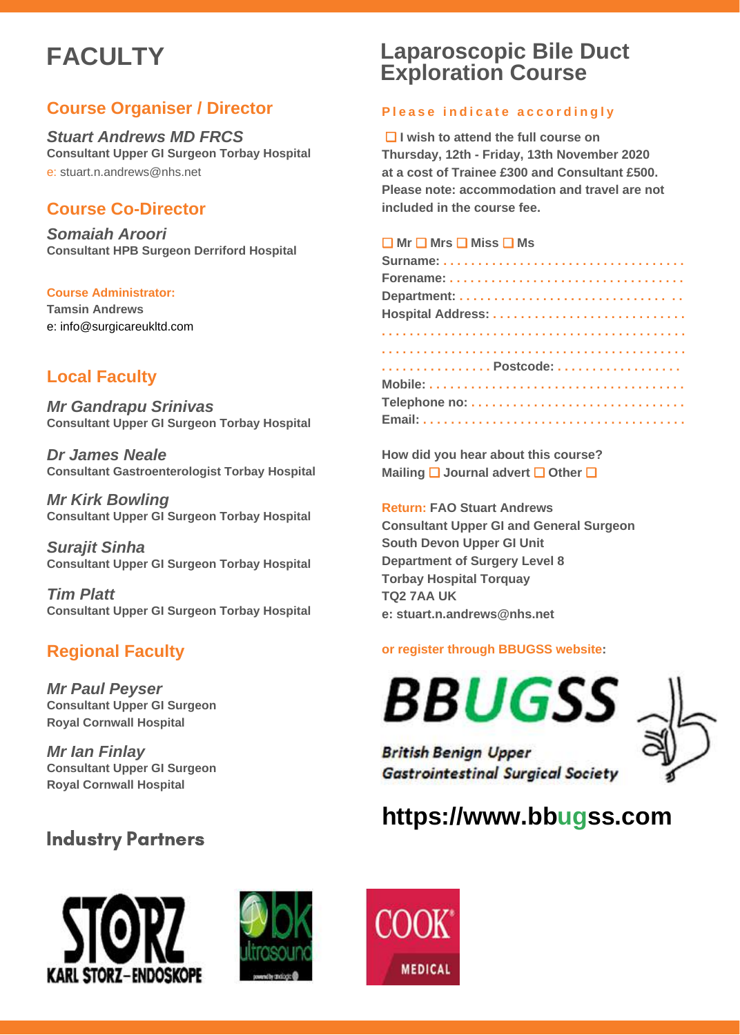# FACULTY

## Course Organiser / Director

***Stuart Andrews MD FRCS***
**Consultant Upper GI Surgeon Torbay Hospital**
e: stuart.n.andrews@nhs.net

## Course Co-Director

***Somaiah Aroori***
**Consultant HPB Surgeon Derriford Hospital**

**Course Administrator:**
**Tamsin Andrews**
e: info@surgicareukltd.com

## Local Faculty

***Mr Gandrapu Srinivas***
**Consultant Upper GI Surgeon Torbay Hospital**

***Dr James Neale***
**Consultant Gastroenterologist Torbay Hospital**

***Mr Kirk Bowling***
**Consultant Upper GI Surgeon Torbay Hospital**

***Surajit Sinha***
**Consultant Upper GI Surgeon Torbay Hospital**

***Tim Platt***
**Consultant Upper GI Surgeon Torbay Hospital**

## Regional Faculty

***Mr Paul Peyser***
**Consultant Upper GI Surgeon**
**Royal Cornwall Hospital**

***Mr Ian Finlay***
**Consultant Upper GI Surgeon**
**Royal Cornwall Hospital**

## Industry Partners

KARL STORZ-ENDOSKOPE

bk ultrasound

COOK MEDICAL

# Laparoscopic Bile Duct Exploration Course

**Please indicate accordingly**

☐ **I wish to attend the full course on Thursday, 12th - Friday, 13th November 2020 at a cost of Trainee £300 and Consultant £500. Please note: accommodation and travel are not included in the course fee.**

☐ **Mr** ☐ **Mrs** ☐ **Miss** ☐ **Ms**

**Surname:** . . . . . . . . . . . . . . . . . . . . . . . . . . . . . . . . . . . .
**Forename:** . . . . . . . . . . . . . . . . . . . . . . . . . . . . . . . . . .
**Department:** . . . . . . . . . . . . . . . . . . . . . . . . . . . . . . . .
**Hospital Address:** . . . . . . . . . . . . . . . . . . . . . . . . . . . .
. . . . . . . . . . . . . . . . . . . . . . . . . . . . . . . . . . . . . . . . . . . . .
. . . . . . . . . . . . . . . . . . . . . . . . . . . . . . . . . . . . . . . . . . . . .
. . . . . . . . . . . . . . . . **Postcode:** . . . . . . . . . . . . . . . . . .
**Mobile:** . . . . . . . . . . . . . . . . . . . . . . . . . . . . . . . . . . . . . .
**Telephone no:** . . . . . . . . . . . . . . . . . . . . . . . . . . . . . . .
**Email:** . . . . . . . . . . . . . . . . . . . . . . . . . . . . . . . . . . . . . .

**How did you hear about this course?**
**Mailing** ☐ **Journal advert** ☐ **Other** ☐

**Return: FAO Stuart Andrews**
**Consultant Upper GI and General Surgeon**
**South Devon Upper GI Unit**
**Department of Surgery Level 8**
**Torbay Hospital Torquay**
**TQ2 7AA UK**
**e: stuart.n.andrews@nhs.net**

**or register through BBUGSS website:**

**BBUGSS**
*British Benign Upper Gastrointestinal Surgical Society*

**https://www.bbugss.com**